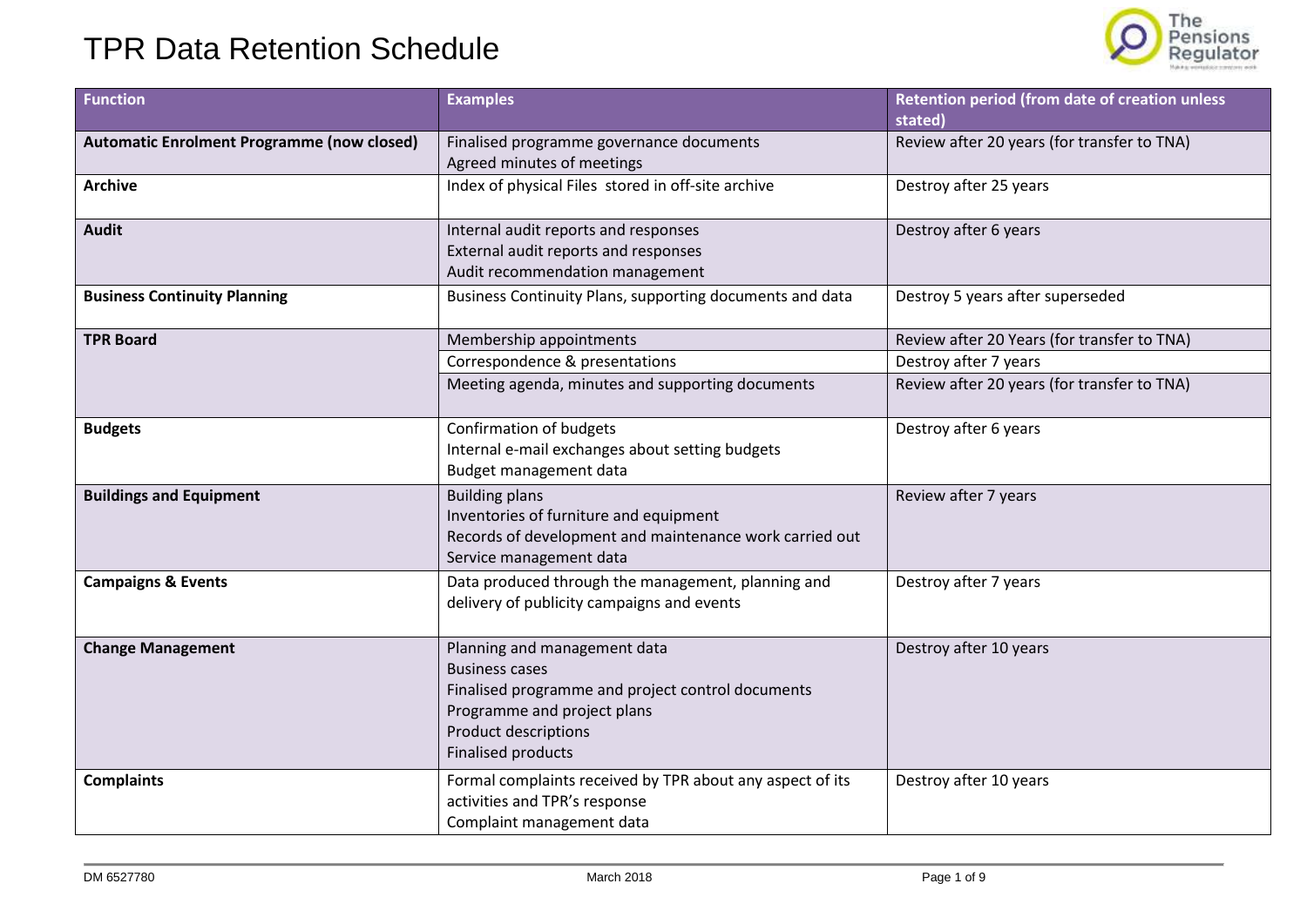# TPR Data Retention Schedule

| Function | Examples | Retention period (from date of creation unless stated) |
|---|---|---|
| **Automatic Enrolment Programme (now closed)** | Finalised programme governance documents<br>Agreed minutes of meetings | Review after 20 years (for transfer to TNA) |
| **Archive** | Index of physical Files stored in off-site archive | Destroy after 25 years |
| **Audit** | Internal audit reports and responses<br>External audit reports and responses<br>Audit recommendation management | Destroy after 6 years |
| **Business Continuity Planning** | Business Continuity Plans, supporting documents and data | Destroy 5 years after superseded |
| **TPR Board** | Membership appointments | Review after 20 Years (for transfer to TNA) |
| | Correspondence & presentations | Destroy after 7 years |
| | Meeting agenda, minutes and supporting documents | Review after 20 years (for transfer to TNA) |
| **Budgets** | Confirmation of budgets<br>Internal e-mail exchanges about setting budgets<br>Budget management data | Destroy after 6 years |
| **Buildings and Equipment** | Building plans<br>Inventories of furniture and equipment<br>Records of development and maintenance work carried out<br>Service management data | Review after 7 years |
| **Campaigns & Events** | Data produced through the management, planning and delivery of publicity campaigns and events | Destroy after 7 years |
| **Change Management** | Planning and management data<br>Business cases<br>Finalised programme and project control documents<br>Programme and project plans<br>Product descriptions<br>Finalised products | Destroy after 10 years |
| **Complaints** | Formal complaints received by TPR about any aspect of its activities and TPR's response<br>Complaint management data | Destroy after 10 years |

DM 6527780 March 2018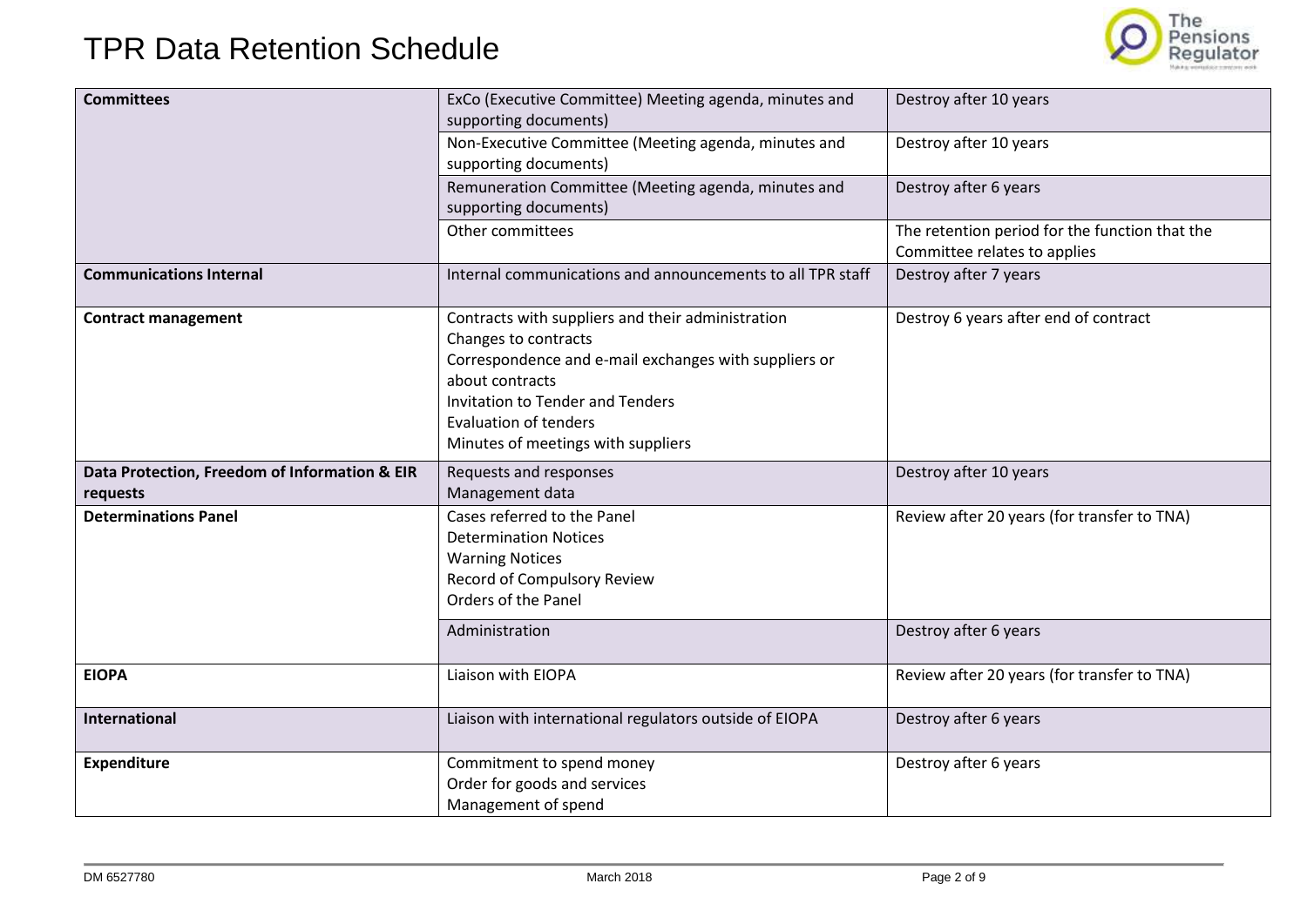# TPR Data Retention Schedule

| | | |
|---|---|---|
| **Committees** | ExCo (Executive Committee) Meeting agenda, minutes and supporting documents) | Destroy after 10 years |
| | Non-Executive Committee (Meeting agenda, minutes and supporting documents) | Destroy after 10 years |
| | Remuneration Committee (Meeting agenda, minutes and supporting documents) | Destroy after 6 years |
| | Other committees | The retention period for the function that the Committee relates to applies |
| **Communications Internal** | Internal communications and announcements to all TPR staff | Destroy after 7 years |
| **Contract management** | Contracts with suppliers and their administration<br>Changes to contracts<br>Correspondence and e-mail exchanges with suppliers or about contracts<br>Invitation to Tender and Tenders<br>Evaluation of tenders<br>Minutes of meetings with suppliers | Destroy 6 years after end of contract |
| **Data Protection, Freedom of Information & EIR requests** | Requests and responses<br>Management data | Destroy after 10 years |
| **Determinations Panel** | Cases referred to the Panel<br>Determination Notices<br>Warning Notices<br>Record of Compulsory Review<br>Orders of the Panel | Review after 20 years (for transfer to TNA) |
| | Administration | Destroy after 6 years |
| **EIOPA** | Liaison with EIOPA | Review after 20 years (for transfer to TNA) |
| **International** | Liaison with international regulators outside of EIOPA | Destroy after 6 years |
| **Expenditure** | Commitment to spend money<br>Order for goods and services<br>Management of spend | Destroy after 6 years |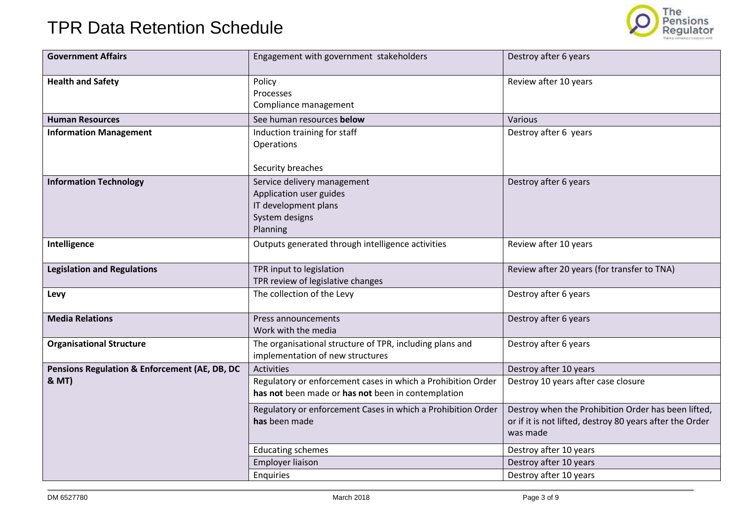# TPR Data Retention Schedule

| | | |
|---|---|---|
| **Government Affairs** | Engagement with government stakeholders | Destroy after 6 years |
| **Health and Safety** | Policy<br>Processes<br>Compliance management | Review after 10 years |
| **Human Resources** | See human resources **below** | Various |
| **Information Management** | Induction training for staff<br>Operations<br><br>Security breaches | Destroy after 6 years |
| **Information Technology** | Service delivery management<br>Application user guides<br>IT development plans<br>System designs<br>Planning | Destroy after 6 years |
| **Intelligence** | Outputs generated through intelligence activities | Review after 10 years |
| **Legislation and Regulations** | TPR input to legislation<br>TPR review of legislative changes | Review after 20 years (for transfer to TNA) |
| **Levy** | The collection of the Levy | Destroy after 6 years |
| **Media Relations** | Press announcements<br>Work with the media | Destroy after 6 years |
| **Organisational Structure** | The organisational structure of TPR, including plans and implementation of new structures | Destroy after 6 years |
| **Pensions Regulation & Enforcement (AE, DB, DC & MT)** | Activities | Destroy after 10 years |
| | Regulatory or enforcement cases in which a Prohibition Order **has not** been made or **has not** been in contemplation | Destroy 10 years after case closure |
| | Regulatory or enforcement Cases in which a Prohibition Order **has** been made | Destroy when the Prohibition Order has been lifted, or if it is not lifted, destroy 80 years after the Order was made |
| | Educating schemes | Destroy after 10 years |
| | Employer liaison | Destroy after 10 years |
| | Enquiries | Destroy after 10 years |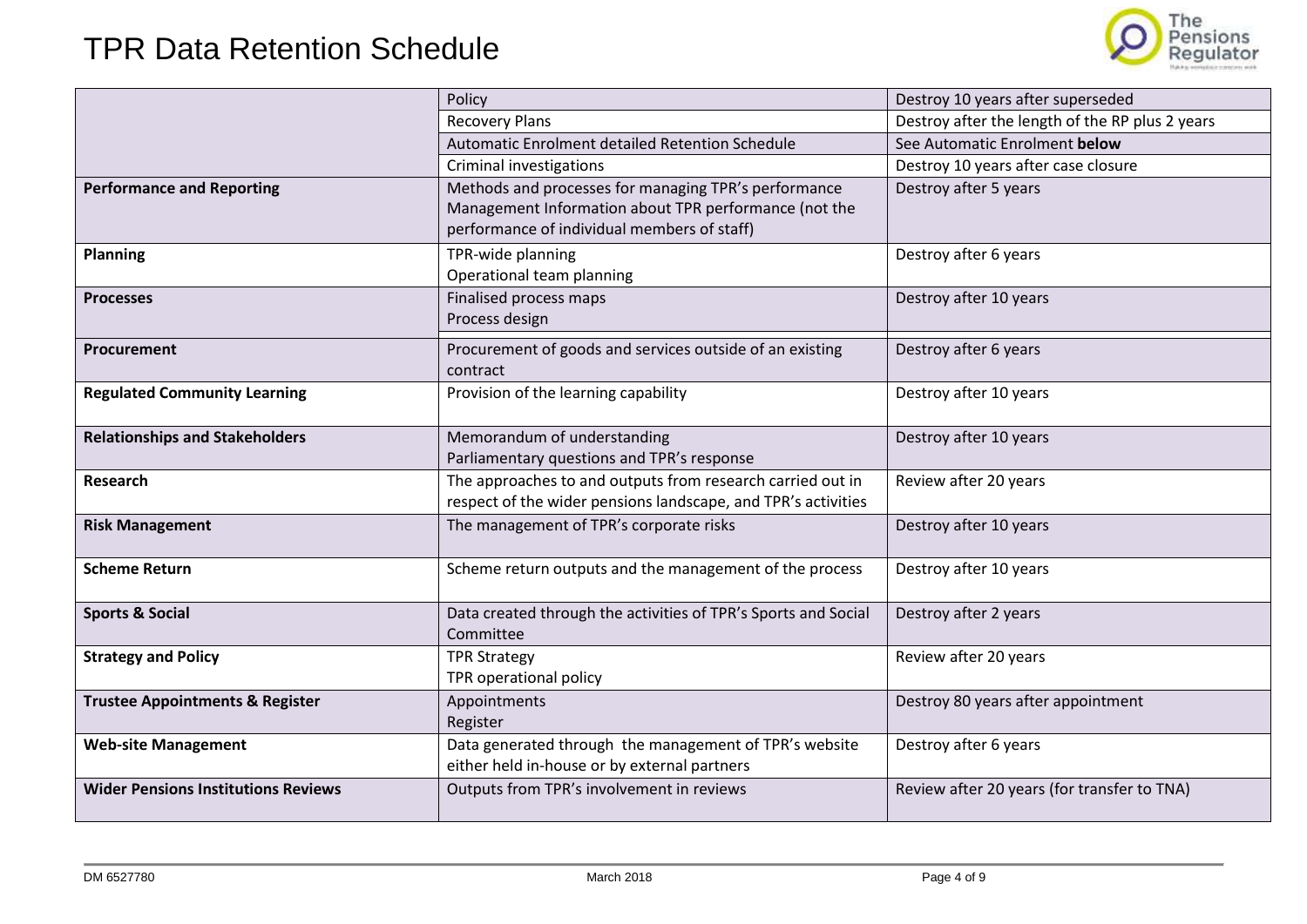# TPR Data Retention Schedule

| | | |
|---|---|---|
| | Policy | Destroy 10 years after superseded |
| | Recovery Plans | Destroy after the length of the RP plus 2 years |
| | Automatic Enrolment detailed Retention Schedule | See Automatic Enrolment **below** |
| | Criminal investigations | Destroy 10 years after case closure |
| **Performance and Reporting** | Methods and processes for managing TPR's performance Management Information about TPR performance (not the performance of individual members of staff) | Destroy after 5 years |
| **Planning** | TPR-wide planning<br>Operational team planning | Destroy after 6 years |
| **Processes** | Finalised process maps<br>Process design | Destroy after 10 years |
| **Procurement** | Procurement of goods and services outside of an existing contract | Destroy after 6 years |
| **Regulated Community Learning** | Provision of the learning capability | Destroy after 10 years |
| **Relationships and Stakeholders** | Memorandum of understanding<br>Parliamentary questions and TPR's response | Destroy after 10 years |
| **Research** | The approaches to and outputs from research carried out in respect of the wider pensions landscape, and TPR's activities | Review after 20 years |
| **Risk Management** | The management of TPR's corporate risks | Destroy after 10 years |
| **Scheme Return** | Scheme return outputs and the management of the process | Destroy after 10 years |
| **Sports & Social** | Data created through the activities of TPR's Sports and Social Committee | Destroy after 2 years |
| **Strategy and Policy** | TPR Strategy<br>TPR operational policy | Review after 20 years |
| **Trustee Appointments & Register** | Appointments<br>Register | Destroy 80 years after appointment |
| **Web-site Management** | Data generated through the management of TPR's website either held in-house or by external partners | Destroy after 6 years |
| **Wider Pensions Institutions Reviews** | Outputs from TPR's involvement in reviews | Review after 20 years (for transfer to TNA) |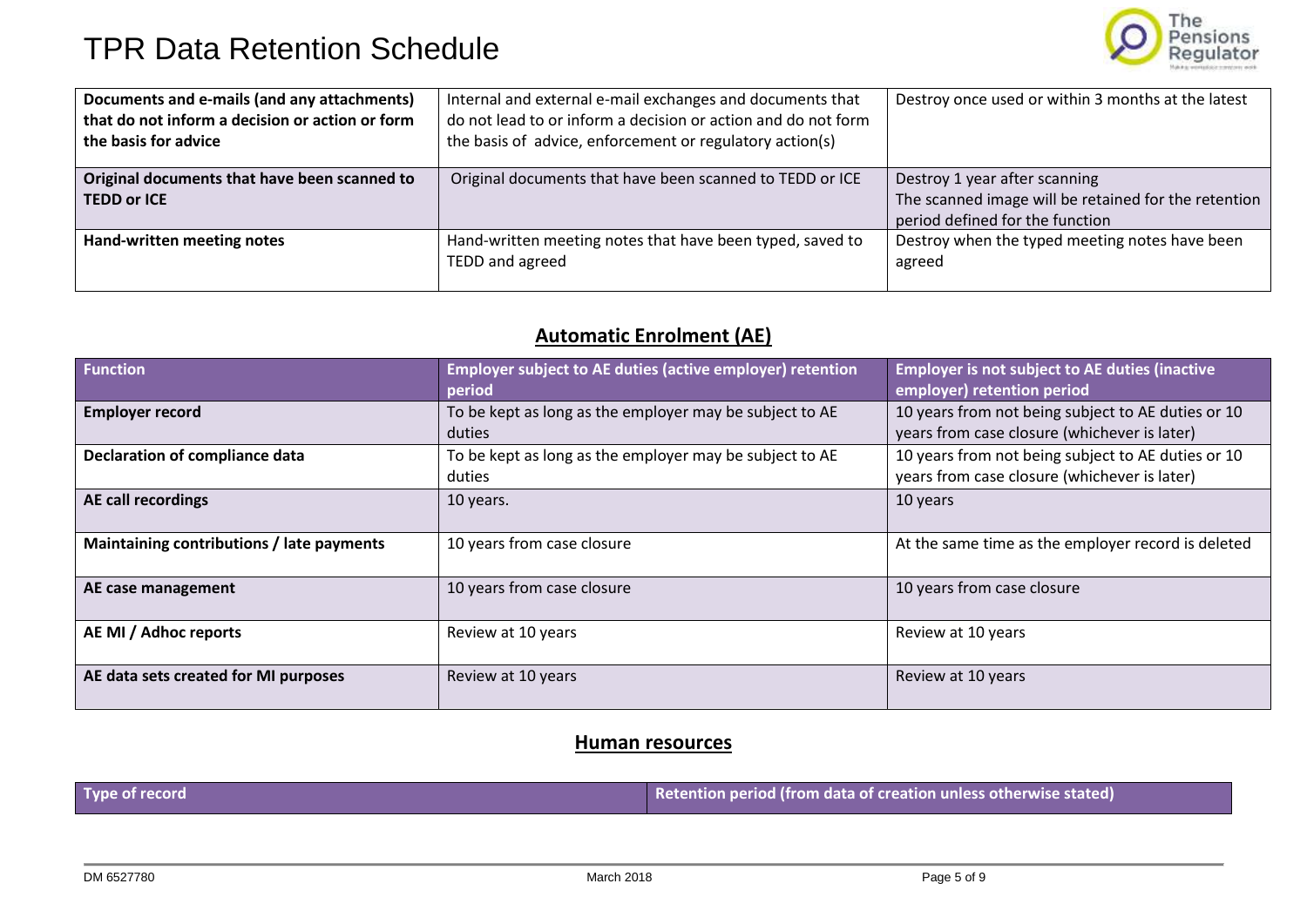| Documents and e-mails (and any attachments) that do not inform a decision or action or form the basis for advice | Internal and external e-mail exchanges and documents that do not lead to or inform a decision or action and do not form the basis of advice, enforcement or regulatory action(s) | Destroy once used or within 3 months at the latest |
|---|---|---|
| **Original documents that have been scanned to TEDD or ICE** | Original documents that have been scanned to TEDD or ICE | Destroy 1 year after scanning The scanned image will be retained for the retention period defined for the function |
| **Hand-written meeting notes** | Hand-written meeting notes that have been typed, saved to TEDD and agreed | Destroy when the typed meeting notes have been agreed |

## Automatic Enrolment (AE)

| Function | Employer subject to AE duties (active employer) retention period | Employer is not subject to AE duties (inactive employer) retention period |
|---|---|---|
| **Employer record** | To be kept as long as the employer may be subject to AE duties | 10 years from not being subject to AE duties or 10 years from case closure (whichever is later) |
| **Declaration of compliance data** | To be kept as long as the employer may be subject to AE duties | 10 years from not being subject to AE duties or 10 years from case closure (whichever is later) |
| **AE call recordings** | 10 years. | 10 years |
| **Maintaining contributions / late payments** | 10 years from case closure | At the same time as the employer record is deleted |
| **AE case management** | 10 years from case closure | 10 years from case closure |
| **AE MI / Adhoc reports** | Review at 10 years | Review at 10 years |
| **AE data sets created for MI purposes** | Review at 10 years | Review at 10 years |

## Human resources

| Type of record | Retention period (from data of creation unless otherwise stated) |
|---|---|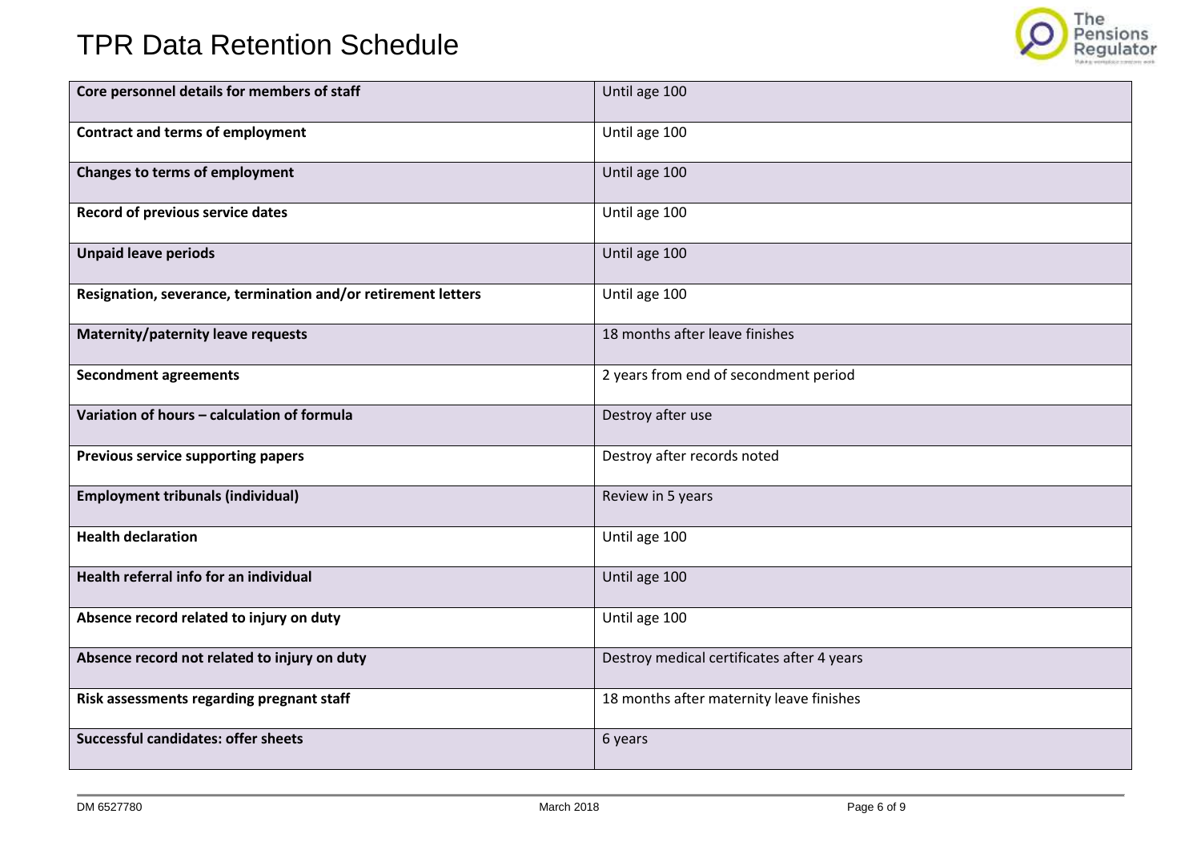| **Core personnel details for members of staff** | Until age 100 |
| --- | --- |
| **Contract and terms of employment** | Until age 100 |
| **Changes to terms of employment** | Until age 100 |
| **Record of previous service dates** | Until age 100 |
| **Unpaid leave periods** | Until age 100 |
| **Resignation, severance, termination and/or retirement letters** | Until age 100 |
| **Maternity/paternity leave requests** | 18 months after leave finishes |
| **Secondment agreements** | 2 years from end of secondment period |
| **Variation of hours – calculation of formula** | Destroy after use |
| **Previous service supporting papers** | Destroy after records noted |
| **Employment tribunals (individual)** | Review in 5 years |
| **Health declaration** | Until age 100 |
| **Health referral info for an individual** | Until age 100 |
| **Absence record related to injury on duty** | Until age 100 |
| **Absence record not related to injury on duty** | Destroy medical certificates after 4 years |
| **Risk assessments regarding pregnant staff** | 18 months after maternity leave finishes |
| **Successful candidates: offer sheets** | 6 years |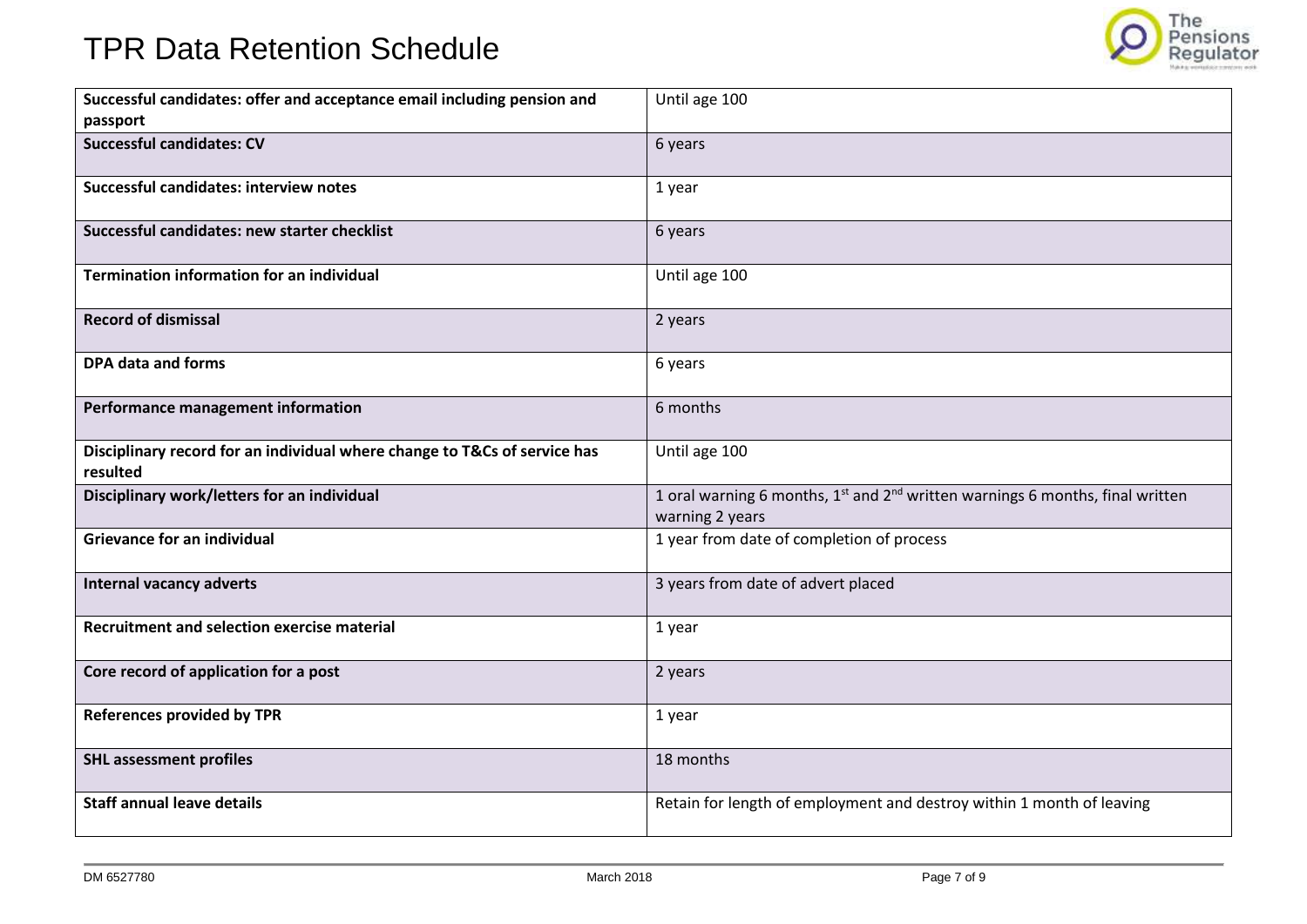# TPR Data Retention Schedule

| | |
|---|---|
| **Successful candidates: offer and acceptance email including pension and passport** | Until age 100 |
| **Successful candidates: CV** | 6 years |
| **Successful candidates: interview notes** | 1 year |
| **Successful candidates: new starter checklist** | 6 years |
| **Termination information for an individual** | Until age 100 |
| **Record of dismissal** | 2 years |
| **DPA data and forms** | 6 years |
| **Performance management information** | 6 months |
| **Disciplinary record for an individual where change to T&Cs of service has resulted** | Until age 100 |
| **Disciplinary work/letters for an individual** | 1 oral warning 6 months, 1st and 2nd written warnings 6 months, final written warning 2 years |
| **Grievance for an individual** | 1 year from date of completion of process |
| **Internal vacancy adverts** | 3 years from date of advert placed |
| **Recruitment and selection exercise material** | 1 year |
| **Core record of application for a post** | 2 years |
| **References provided by TPR** | 1 year |
| **SHL assessment profiles** | 18 months |
| **Staff annual leave details** | Retain for length of employment and destroy within 1 month of leaving |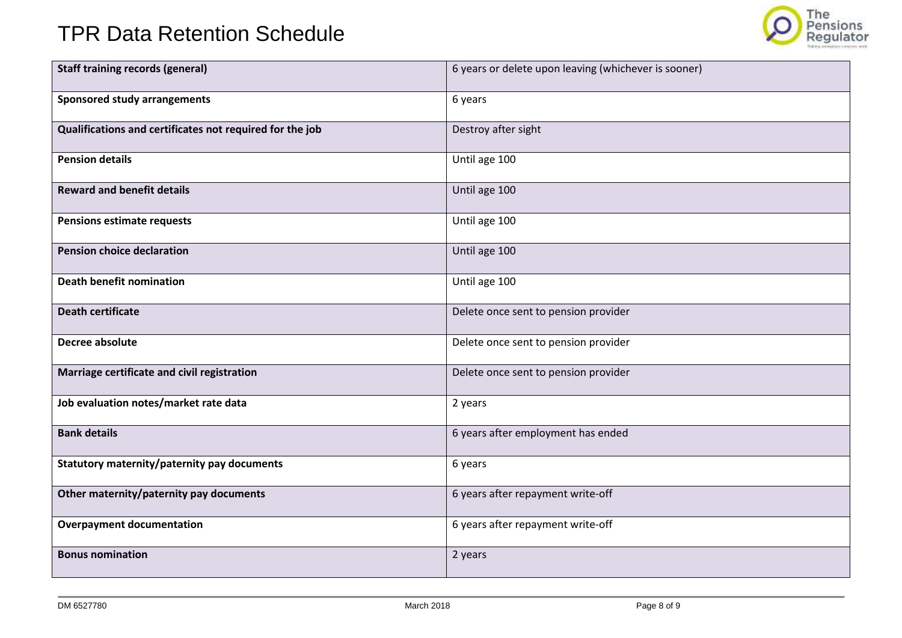# TPR Data Retention Schedule

| | |
|---|---|
| **Staff training records (general)** | 6 years or delete upon leaving (whichever is sooner) |
| **Sponsored study arrangements** | 6 years |
| **Qualifications and certificates not required for the job** | Destroy after sight |
| **Pension details** | Until age 100 |
| **Reward and benefit details** | Until age 100 |
| **Pensions estimate requests** | Until age 100 |
| **Pension choice declaration** | Until age 100 |
| **Death benefit nomination** | Until age 100 |
| **Death certificate** | Delete once sent to pension provider |
| **Decree absolute** | Delete once sent to pension provider |
| **Marriage certificate and civil registration** | Delete once sent to pension provider |
| **Job evaluation notes/market rate data** | 2 years |
| **Bank details** | 6 years after employment has ended |
| **Statutory maternity/paternity pay documents** | 6 years |
| **Other maternity/paternity pay documents** | 6 years after repayment write-off |
| **Overpayment documentation** | 6 years after repayment write-off |
| **Bonus nomination** | 2 years |

DM 6527780 March 2018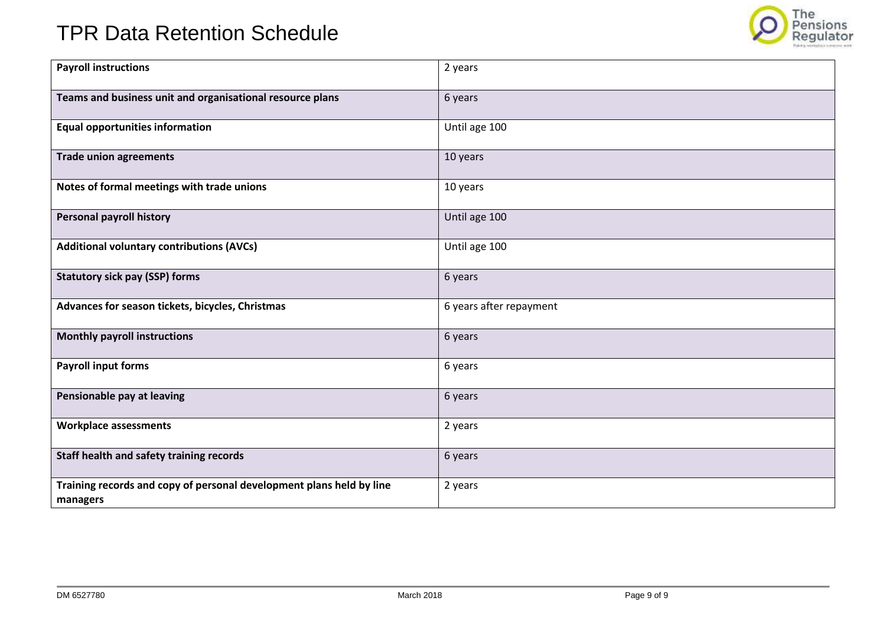# TPR Data Retention Schedule

| | |
|---|---|
| **Payroll instructions** | 2 years |
| **Teams and business unit and organisational resource plans** | 6 years |
| **Equal opportunities information** | Until age 100 |
| **Trade union agreements** | 10 years |
| **Notes of formal meetings with trade unions** | 10 years |
| **Personal payroll history** | Until age 100 |
| **Additional voluntary contributions (AVCs)** | Until age 100 |
| **Statutory sick pay (SSP) forms** | 6 years |
| **Advances for season tickets, bicycles, Christmas** | 6 years after repayment |
| **Monthly payroll instructions** | 6 years |
| **Payroll input forms** | 6 years |
| **Pensionable pay at leaving** | 6 years |
| **Workplace assessments** | 2 years |
| **Staff health and safety training records** | 6 years |
| **Training records and copy of personal development plans held by line managers** | 2 years |

DM 6527780 March 2018